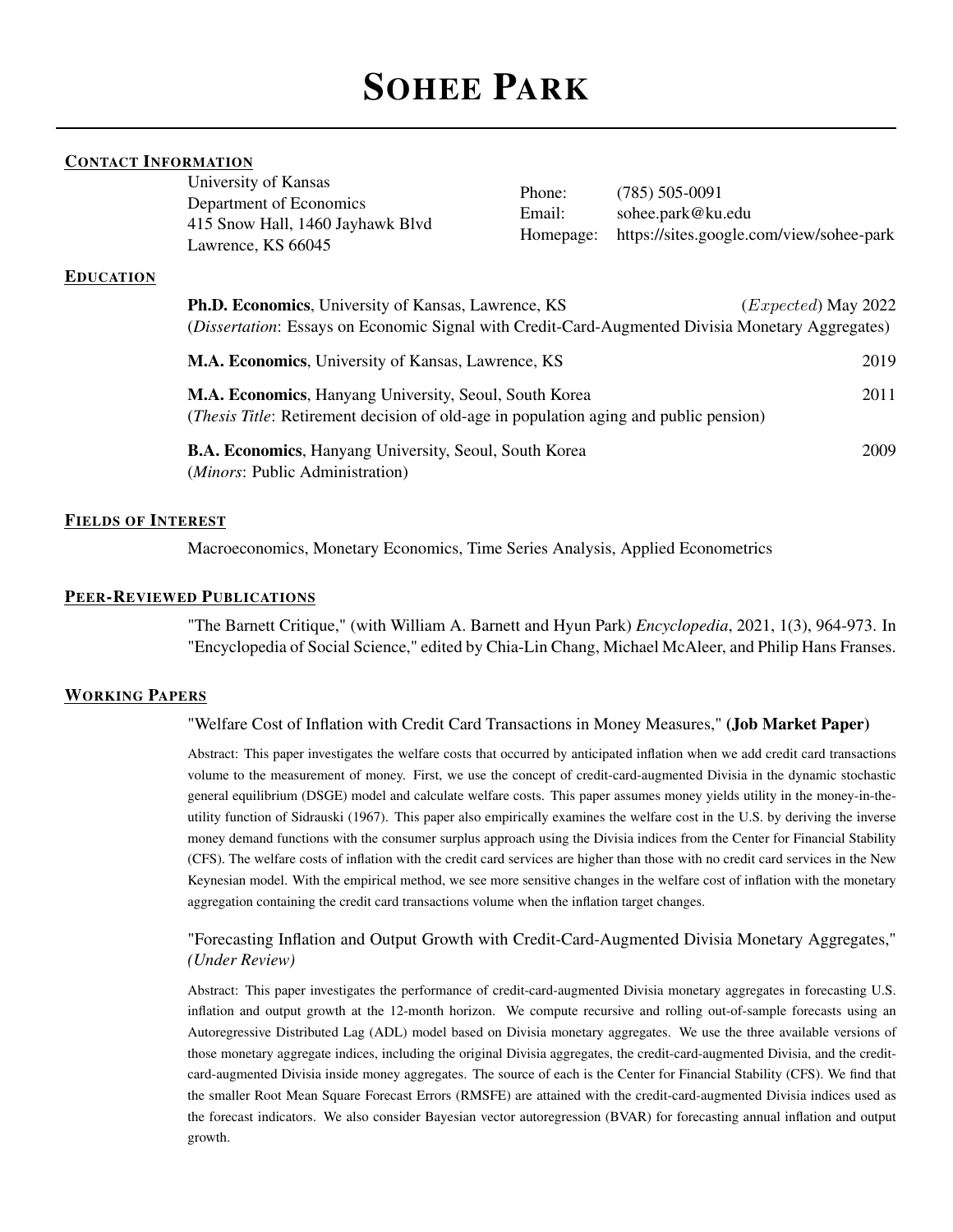# Sohee Park

## Contact Information

University of Kansas
Department of Economics
415 Snow Hall, 1460 Jayhawk Blvd
Lawrence, KS 66045

Phone: (785) 505-0091
Email: sohee.park@ku.edu
Homepage: https://sites.google.com/view/sohee-park

## Education

**Ph.D. Economics**, University of Kansas, Lawrence, KS (*Expected*) May 2022
(*Dissertation*: Essays on Economic Signal with Credit-Card-Augmented Divisia Monetary Aggregates)

**M.A. Economics**, University of Kansas, Lawrence, KS 2019

**M.A. Economics**, Hanyang University, Seoul, South Korea 2011
(*Thesis Title*: Retirement decision of old-age in population aging and public pension)

**B.A. Economics**, Hanyang University, Seoul, South Korea 2009
(*Minors*: Public Administration)

## Fields of Interest

Macroeconomics, Monetary Economics, Time Series Analysis, Applied Econometrics

## Peer-Reviewed Publications

"The Barnett Critique," (with William A. Barnett and Hyun Park) *Encyclopedia*, 2021, 1(3), 964-973. In "Encyclopedia of Social Science," edited by Chia-Lin Chang, Michael McAleer, and Philip Hans Franses.

## Working Papers

"Welfare Cost of Inflation with Credit Card Transactions in Money Measures," **(Job Market Paper)**

Abstract: This paper investigates the welfare costs that occurred by anticipated inflation when we add credit card transactions volume to the measurement of money. First, we use the concept of credit-card-augmented Divisia in the dynamic stochastic general equilibrium (DSGE) model and calculate welfare costs. This paper assumes money yields utility in the money-in-the-utility function of Sidrauski (1967). This paper also empirically examines the welfare cost in the U.S. by deriving the inverse money demand functions with the consumer surplus approach using the Divisia indices from the Center for Financial Stability (CFS). The welfare costs of inflation with the credit card services are higher than those with no credit card services in the New Keynesian model. With the empirical method, we see more sensitive changes in the welfare cost of inflation with the monetary aggregation containing the credit card transactions volume when the inflation target changes.

"Forecasting Inflation and Output Growth with Credit-Card-Augmented Divisia Monetary Aggregates," *(Under Review)*

Abstract: This paper investigates the performance of credit-card-augmented Divisia monetary aggregates in forecasting U.S. inflation and output growth at the 12-month horizon. We compute recursive and rolling out-of-sample forecasts using an Autoregressive Distributed Lag (ADL) model based on Divisia monetary aggregates. We use the three available versions of those monetary aggregate indices, including the original Divisia aggregates, the credit-card-augmented Divisia, and the credit-card-augmented Divisia inside money aggregates. The source of each is the Center for Financial Stability (CFS). We find that the smaller Root Mean Square Forecast Errors (RMSFE) are attained with the credit-card-augmented Divisia indices used as the forecast indicators. We also consider Bayesian vector autoregression (BVAR) for forecasting annual inflation and output growth.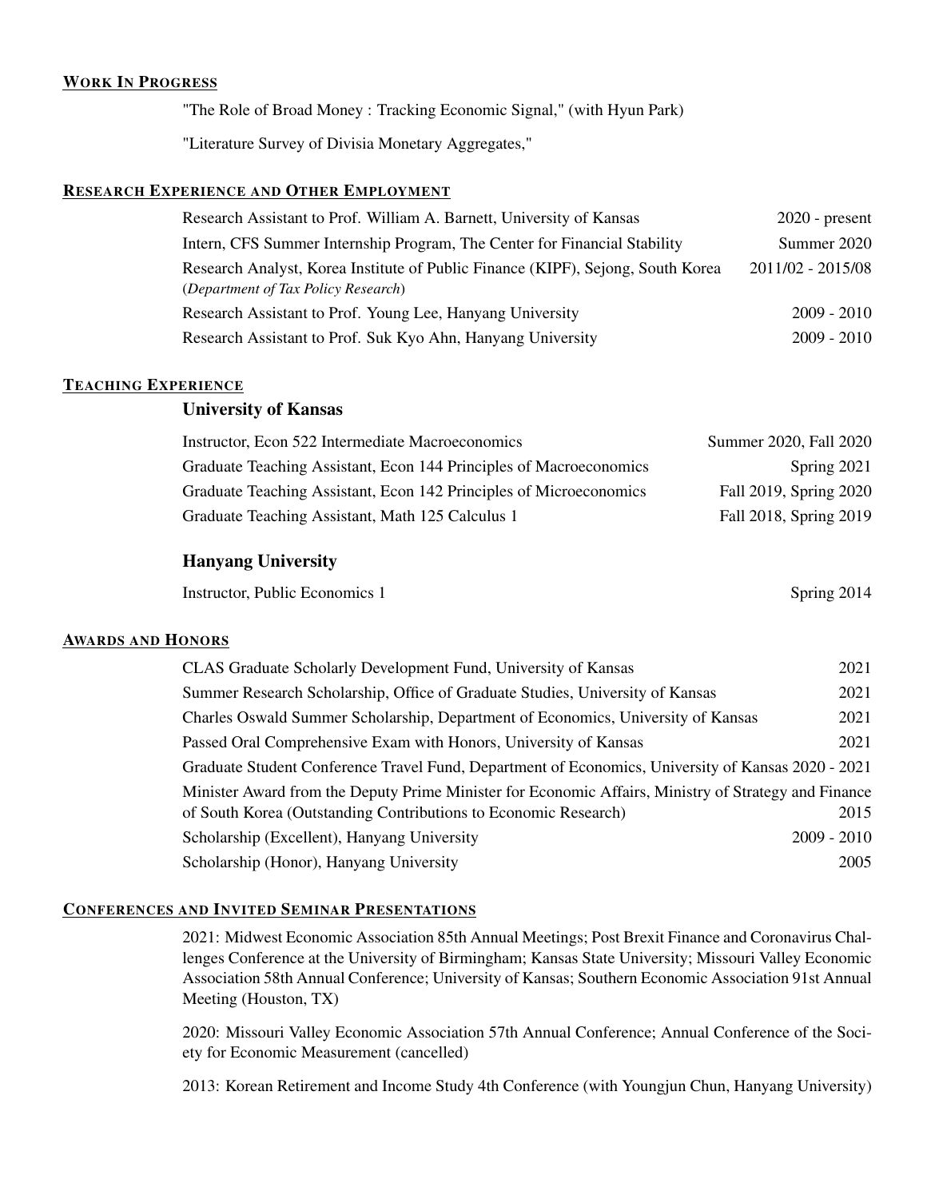## Work In Progress

"The Role of Broad Money : Tracking Economic Signal," (with Hyun Park)

"Literature Survey of Divisia Monetary Aggregates,"

## Research Experience and Other Employment

| | |
|---|---|
| Research Assistant to Prof. William A. Barnett, University of Kansas | 2020 - present |
| Intern, CFS Summer Internship Program, The Center for Financial Stability | Summer 2020 |
| Research Analyst, Korea Institute of Public Finance (KIPF), Sejong, South Korea (*Department of Tax Policy Research*) | 2011/02 - 2015/08 |
| Research Assistant to Prof. Young Lee, Hanyang University | 2009 - 2010 |
| Research Assistant to Prof. Suk Kyo Ahn, Hanyang University | 2009 - 2010 |

## Teaching Experience

### University of Kansas

| | |
|---|---|
| Instructor, Econ 522 Intermediate Macroeconomics | Summer 2020, Fall 2020 |
| Graduate Teaching Assistant, Econ 144 Principles of Macroeconomics | Spring 2021 |
| Graduate Teaching Assistant, Econ 142 Principles of Microeconomics | Fall 2019, Spring 2020 |
| Graduate Teaching Assistant, Math 125 Calculus 1 | Fall 2018, Spring 2019 |

### Hanyang University

| | |
|---|---|
| Instructor, Public Economics 1 | Spring 2014 |

## Awards and Honors

| | |
|---|---|
| CLAS Graduate Scholarly Development Fund, University of Kansas | 2021 |
| Summer Research Scholarship, Office of Graduate Studies, University of Kansas | 2021 |
| Charles Oswald Summer Scholarship, Department of Economics, University of Kansas | 2021 |
| Passed Oral Comprehensive Exam with Honors, University of Kansas | 2021 |
| Graduate Student Conference Travel Fund, Department of Economics, University of Kansas | 2020 - 2021 |
| Minister Award from the Deputy Prime Minister for Economic Affairs, Ministry of Strategy and Finance of South Korea (Outstanding Contributions to Economic Research) | 2015 |
| Scholarship (Excellent), Hanyang University | 2009 - 2010 |
| Scholarship (Honor), Hanyang University | 2005 |

## Conferences and Invited Seminar Presentations

2021: Midwest Economic Association 85th Annual Meetings; Post Brexit Finance and Coronavirus Challenges Conference at the University of Birmingham; Kansas State University; Missouri Valley Economic Association 58th Annual Conference; University of Kansas; Southern Economic Association 91st Annual Meeting (Houston, TX)

2020: Missouri Valley Economic Association 57th Annual Conference; Annual Conference of the Society for Economic Measurement (cancelled)

2013: Korean Retirement and Income Study 4th Conference (with Youngjun Chun, Hanyang University)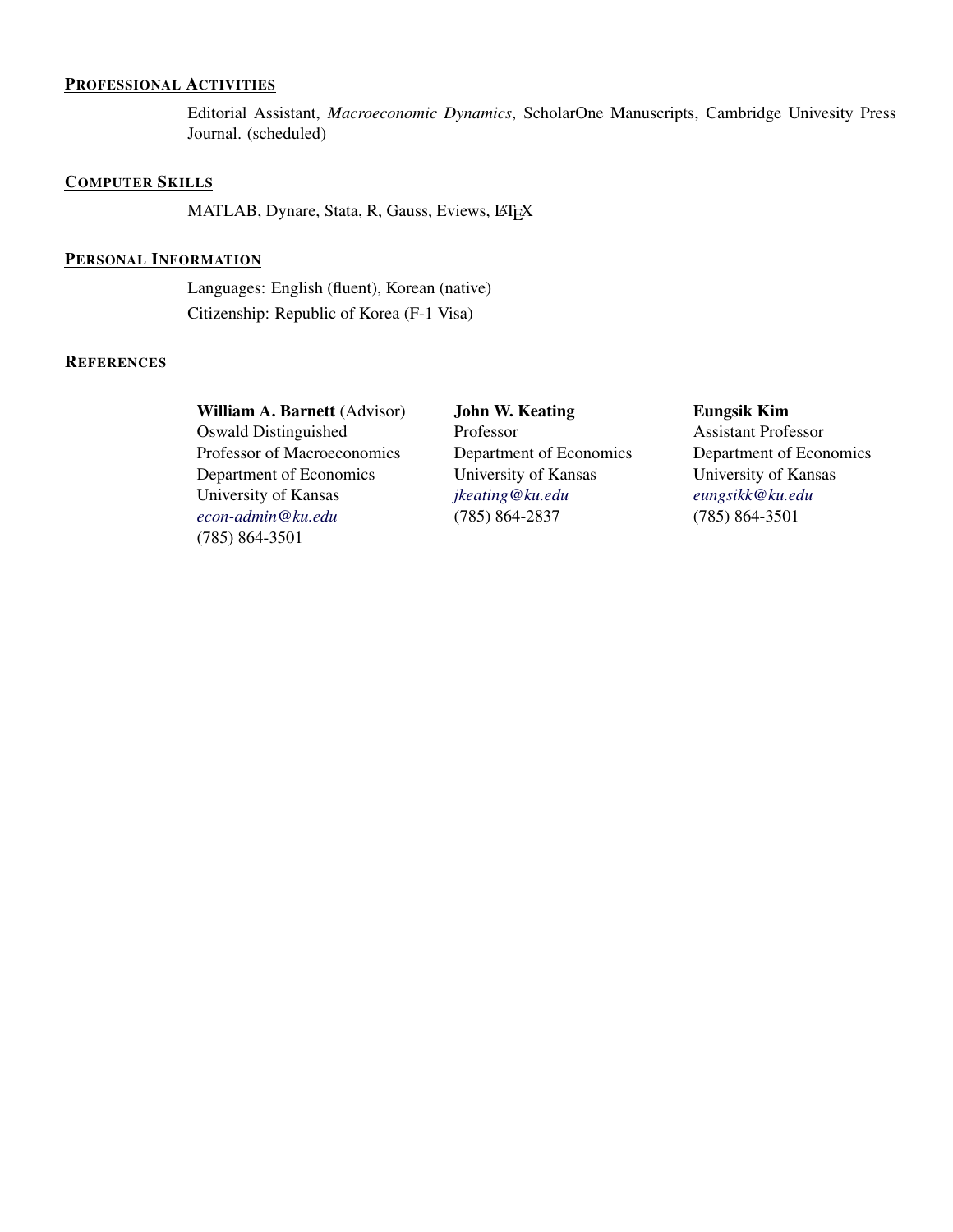## Professional Activities

Editorial Assistant, *Macroeconomic Dynamics*, ScholarOne Manuscripts, Cambridge Univesity Press Journal. (scheduled)

## Computer Skills

MATLAB, Dynare, Stata, R, Gauss, Eviews, LaTeX

## Personal Information

Languages: English (fluent), Korean (native)

Citizenship: Republic of Korea (F-1 Visa)

## References

**William A. Barnett** (Advisor)
Oswald Distinguished
Professor of Macroeconomics
Department of Economics
University of Kansas
*econ-admin@ku.edu*
(785) 864-3501

**John W. Keating**
Professor
Department of Economics
University of Kansas
*jkeating@ku.edu*
(785) 864-2837

**Eungsik Kim**
Assistant Professor
Department of Economics
University of Kansas
*eungsikk@ku.edu*
(785) 864-3501